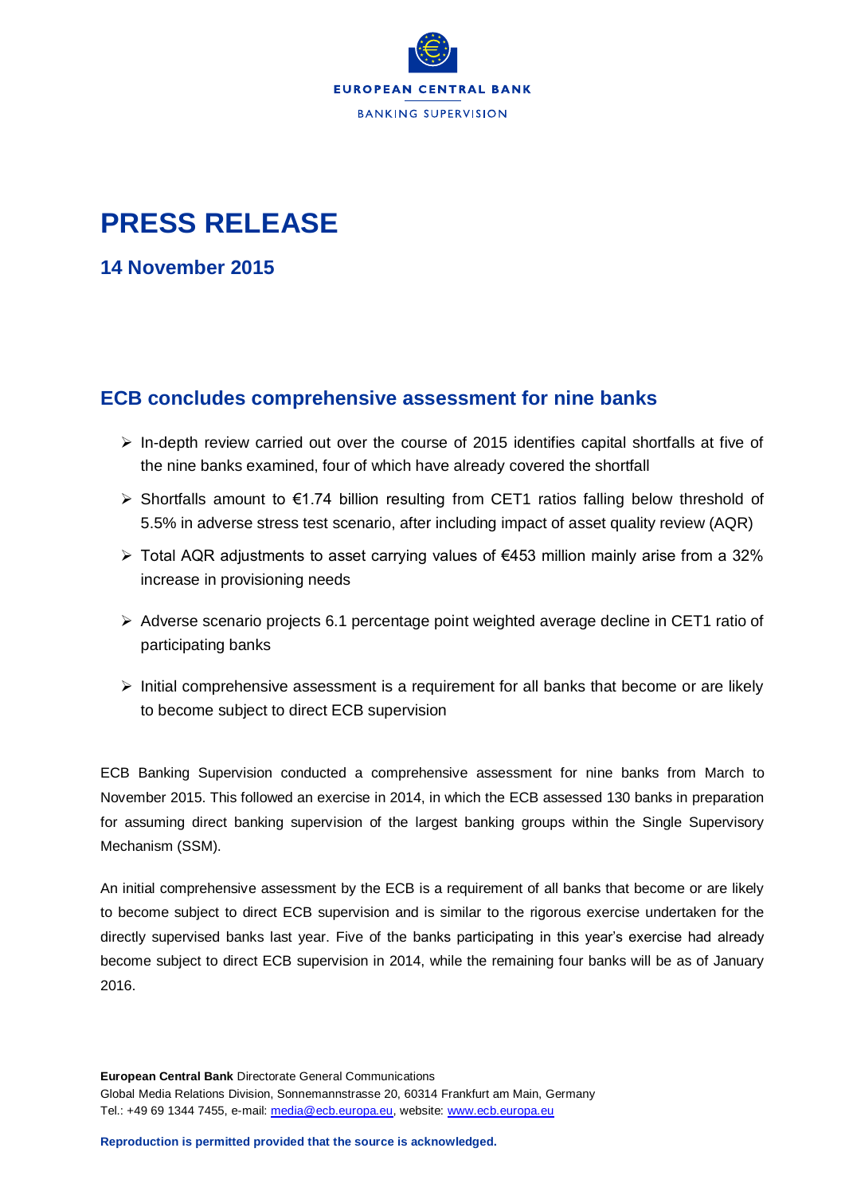# PRESS RELEASE

## 14 November 2015

## ECB concludes comprehensive assessment for nine banks

- In-depth review carried out over the course of 2015 identifies capital shortfalls at five of the nine banks examined, four of which have already covered the shortfall
- Shortfalls amount to €1.74 billion resulting from CET1 ratios falling below threshold of 5.5% in adverse stress test scenario, after including impact of asset quality review (AQR)
- Total AQR adjustments to asset carrying values of €453 million mainly arise from a 32% increase in provisioning needs
- Adverse scenario projects 6.1 percentage point weighted average decline in CET1 ratio of participating banks
- Initial comprehensive assessment is a requirement for all banks that become or are likely to become subject to direct ECB supervision

ECB Banking Supervision conducted a comprehensive assessment for nine banks from March to November 2015. This followed an exercise in 2014, in which the ECB assessed 130 banks in preparation for assuming direct banking supervision of the largest banking groups within the Single Supervisory Mechanism (SSM).

An initial comprehensive assessment by the ECB is a requirement of all banks that become or are likely to become subject to direct ECB supervision and is similar to the rigorous exercise undertaken for the directly supervised banks last year. Five of the banks participating in this year's exercise had already become subject to direct ECB supervision in 2014, while the remaining four banks will be as of January 2016.

**European Central Bank** Directorate General Communications
Global Media Relations Division, Sonnemannstrasse 20, 60314 Frankfurt am Main, Germany
Tel.: +49 69 1344 7455, e-mail: media@ecb.europa.eu, website: www.ecb.europa.eu

**Reproduction is permitted provided that the source is acknowledged.**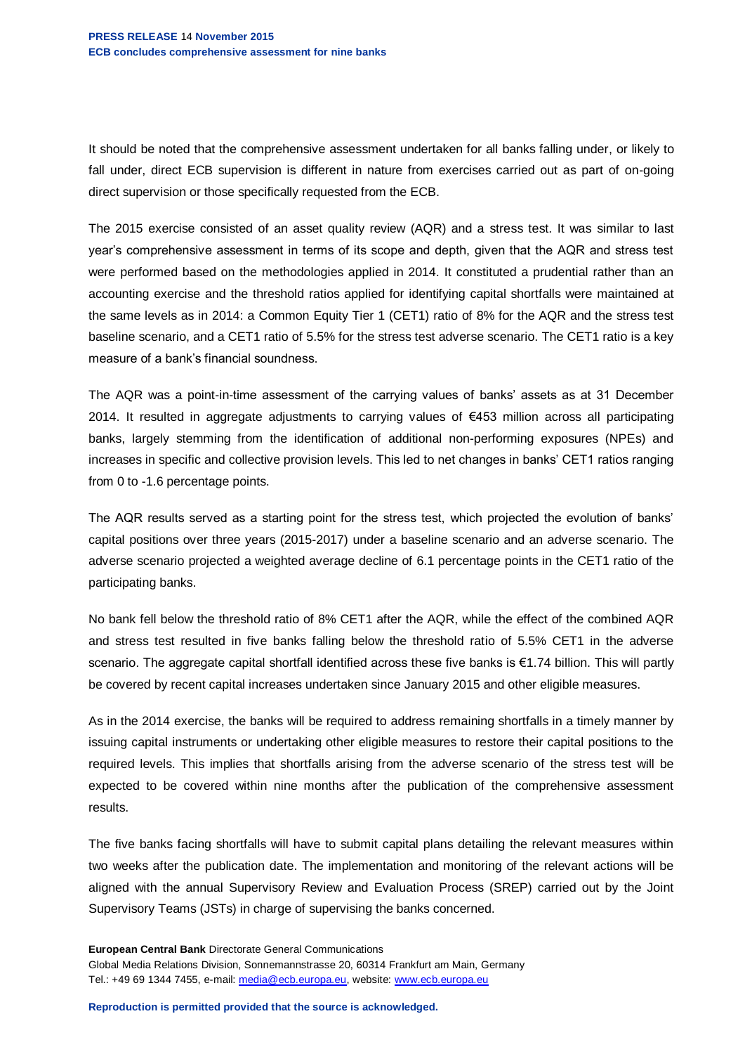It should be noted that the comprehensive assessment undertaken for all banks falling under, or likely to fall under, direct ECB supervision is different in nature from exercises carried out as part of on-going direct supervision or those specifically requested from the ECB.

The 2015 exercise consisted of an asset quality review (AQR) and a stress test. It was similar to last year's comprehensive assessment in terms of its scope and depth, given that the AQR and stress test were performed based on the methodologies applied in 2014. It constituted a prudential rather than an accounting exercise and the threshold ratios applied for identifying capital shortfalls were maintained at the same levels as in 2014: a Common Equity Tier 1 (CET1) ratio of 8% for the AQR and the stress test baseline scenario, and a CET1 ratio of 5.5% for the stress test adverse scenario. The CET1 ratio is a key measure of a bank's financial soundness.

The AQR was a point-in-time assessment of the carrying values of banks' assets as at 31 December 2014. It resulted in aggregate adjustments to carrying values of €453 million across all participating banks, largely stemming from the identification of additional non-performing exposures (NPEs) and increases in specific and collective provision levels. This led to net changes in banks' CET1 ratios ranging from 0 to -1.6 percentage points.

The AQR results served as a starting point for the stress test, which projected the evolution of banks' capital positions over three years (2015-2017) under a baseline scenario and an adverse scenario. The adverse scenario projected a weighted average decline of 6.1 percentage points in the CET1 ratio of the participating banks.

No bank fell below the threshold ratio of 8% CET1 after the AQR, while the effect of the combined AQR and stress test resulted in five banks falling below the threshold ratio of 5.5% CET1 in the adverse scenario. The aggregate capital shortfall identified across these five banks is €1.74 billion. This will partly be covered by recent capital increases undertaken since January 2015 and other eligible measures.

As in the 2014 exercise, the banks will be required to address remaining shortfalls in a timely manner by issuing capital instruments or undertaking other eligible measures to restore their capital positions to the required levels. This implies that shortfalls arising from the adverse scenario of the stress test will be expected to be covered within nine months after the publication of the comprehensive assessment results.

The five banks facing shortfalls will have to submit capital plans detailing the relevant measures within two weeks after the publication date. The implementation and monitoring of the relevant actions will be aligned with the annual Supervisory Review and Evaluation Process (SREP) carried out by the Joint Supervisory Teams (JSTs) in charge of supervising the banks concerned.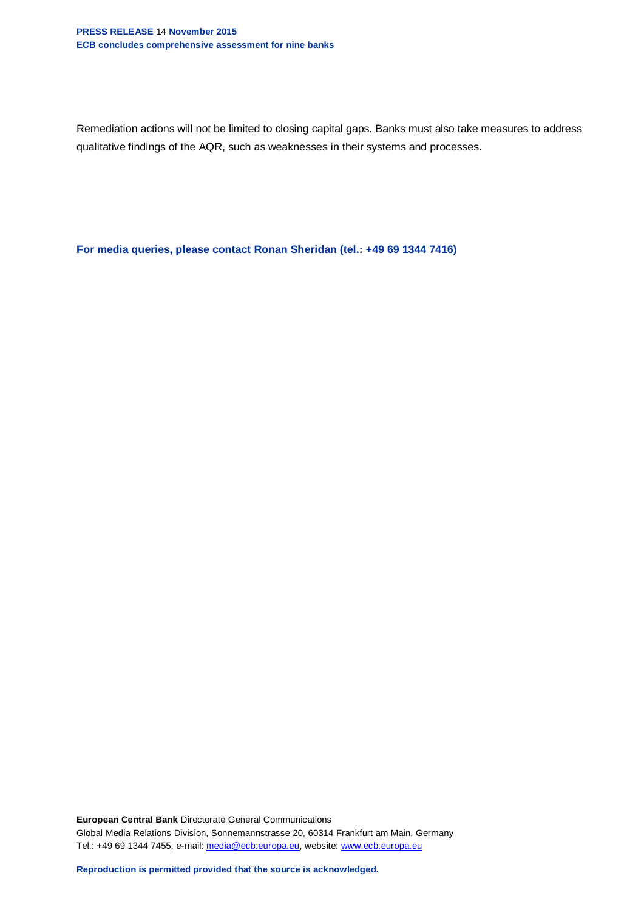Remediation actions will not be limited to closing capital gaps. Banks must also take measures to address qualitative findings of the AQR, such as weaknesses in their systems and processes.

**For media queries, please contact Ronan Sheridan (tel.: +49 69 1344 7416)**

**European Central Bank** Directorate General Communications
Global Media Relations Division, Sonnemannstrasse 20, 60314 Frankfurt am Main, Germany
Tel.: +49 69 1344 7455, e-mail: media@ecb.europa.eu, website: www.ecb.europa.eu

**Reproduction is permitted provided that the source is acknowledged.**